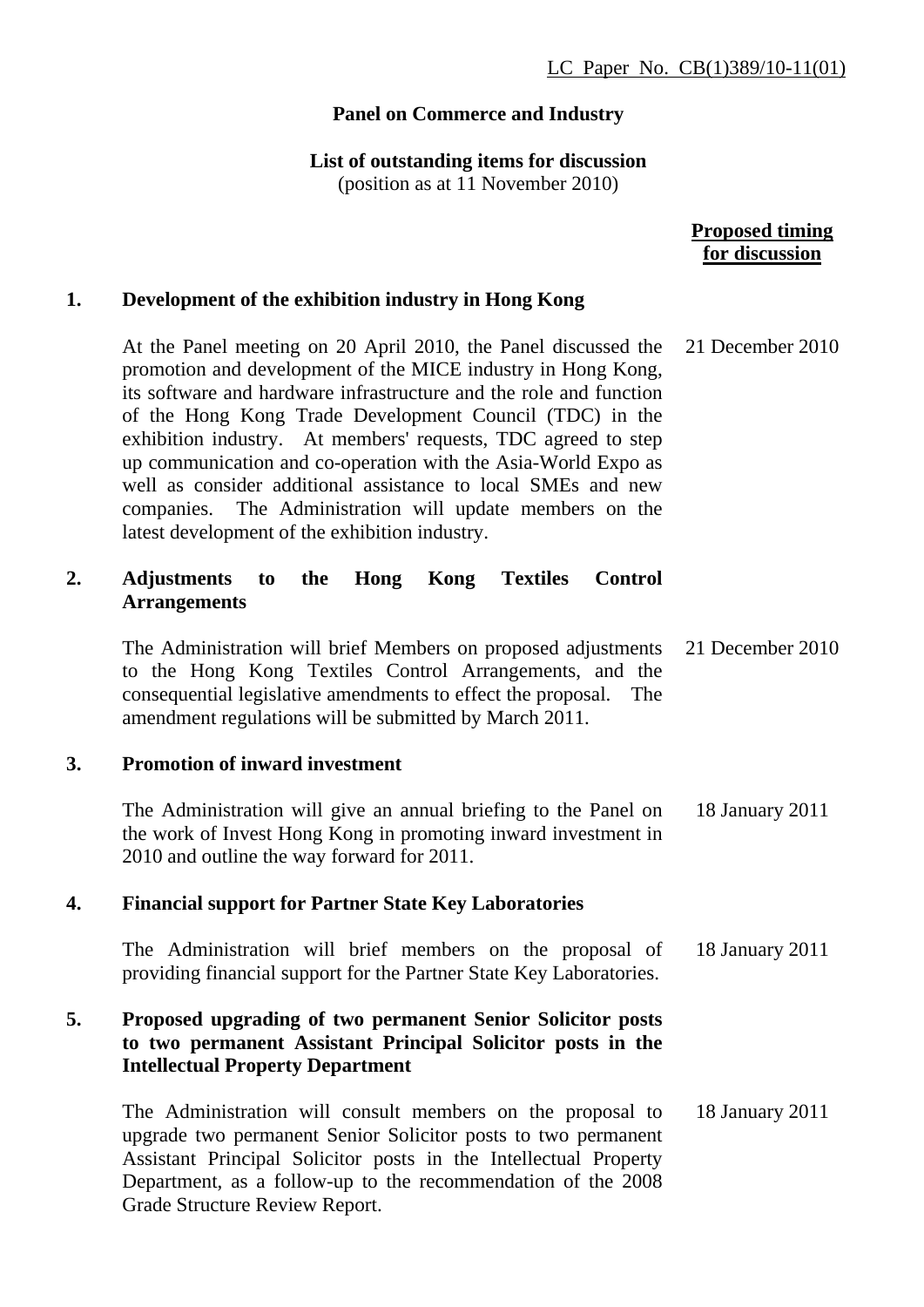LC Paper No. CB(1)389/10-11(01)

**Panel on Commerce and Industry**

**List of outstanding items for discussion**
(position as at 11 November 2010)

| | | Proposed timing for discussion |
|---|---|---|
| **1.** | **Development of the exhibition industry in Hong Kong** | |
| | At the Panel meeting on 20 April 2010, the Panel discussed the promotion and development of the MICE industry in Hong Kong, its software and hardware infrastructure and the role and function of the Hong Kong Trade Development Council (TDC) in the exhibition industry. At members' requests, TDC agreed to step up communication and co-operation with the Asia-World Expo as well as consider additional assistance to local SMEs and new companies. The Administration will update members on the latest development of the exhibition industry. | 21 December 2010 |
| **2.** | **Adjustments to the Hong Kong Textiles Control Arrangements** | |
| | The Administration will brief Members on proposed adjustments to the Hong Kong Textiles Control Arrangements, and the consequential legislative amendments to effect the proposal. The amendment regulations will be submitted by March 2011. | 21 December 2010 |
| **3.** | **Promotion of inward investment** | |
| | The Administration will give an annual briefing to the Panel on the work of Invest Hong Kong in promoting inward investment in 2010 and outline the way forward for 2011. | 18 January 2011 |
| **4.** | **Financial support for Partner State Key Laboratories** | |
| | The Administration will brief members on the proposal of providing financial support for the Partner State Key Laboratories. | 18 January 2011 |
| **5.** | **Proposed upgrading of two permanent Senior Solicitor posts to two permanent Assistant Principal Solicitor posts in the Intellectual Property Department** | |
| | The Administration will consult members on the proposal to upgrade two permanent Senior Solicitor posts to two permanent Assistant Principal Solicitor posts in the Intellectual Property Department, as a follow-up to the recommendation of the 2008 Grade Structure Review Report. | 18 January 2011 |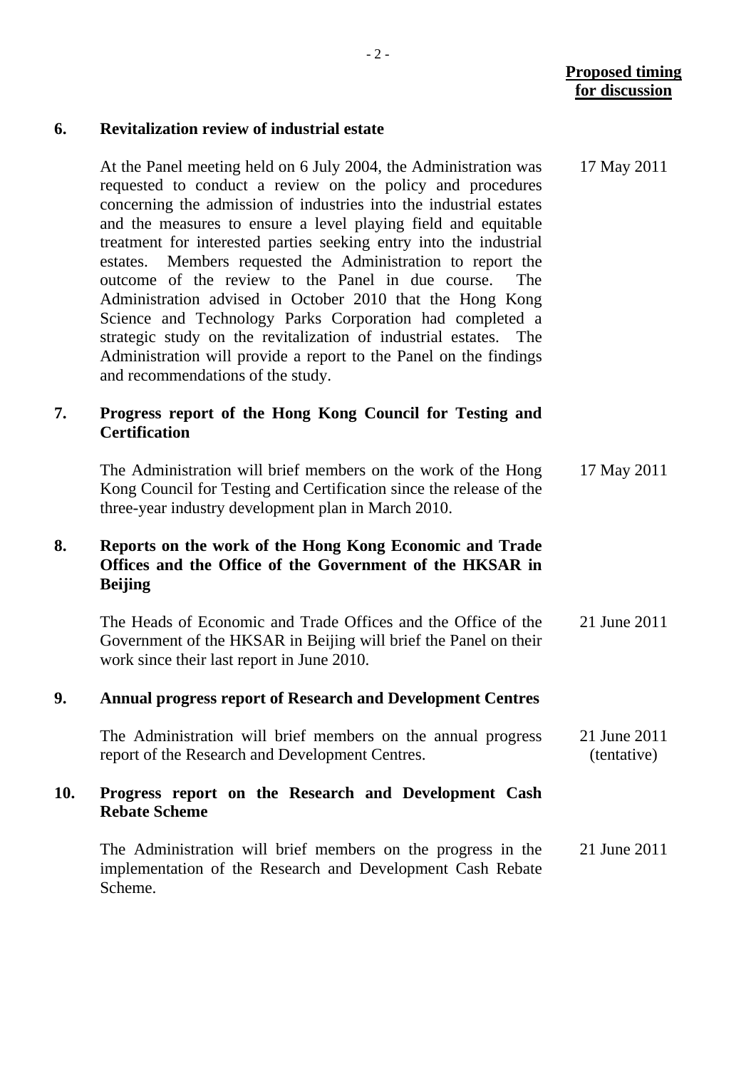**Proposed timing for discussion**

| | | Proposed timing for discussion |
|---|---|---|
| **6.** | **Revitalization review of industrial estate** | |
| | At the Panel meeting held on 6 July 2004, the Administration was requested to conduct a review on the policy and procedures concerning the admission of industries into the industrial estates and the measures to ensure a level playing field and equitable treatment for interested parties seeking entry into the industrial estates. Members requested the Administration to report the outcome of the review to the Panel in due course. The Administration advised in October 2010 that the Hong Kong Science and Technology Parks Corporation had completed a strategic study on the revitalization of industrial estates. The Administration will provide a report to the Panel on the findings and recommendations of the study. | 17 May 2011 |
| **7.** | **Progress report of the Hong Kong Council for Testing and Certification** | |
| | The Administration will brief members on the work of the Hong Kong Council for Testing and Certification since the release of the three-year industry development plan in March 2010. | 17 May 2011 |
| **8.** | **Reports on the work of the Hong Kong Economic and Trade Offices and the Office of the Government of the HKSAR in Beijing** | |
| | The Heads of Economic and Trade Offices and the Office of the Government of the HKSAR in Beijing will brief the Panel on their work since their last report in June 2010. | 21 June 2011 |
| **9.** | **Annual progress report of Research and Development Centres** | |
| | The Administration will brief members on the annual progress report of the Research and Development Centres. | 21 June 2011 (tentative) |
| **10.** | **Progress report on the Research and Development Cash Rebate Scheme** | |
| | The Administration will brief members on the progress in the implementation of the Research and Development Cash Rebate Scheme. | 21 June 2011 |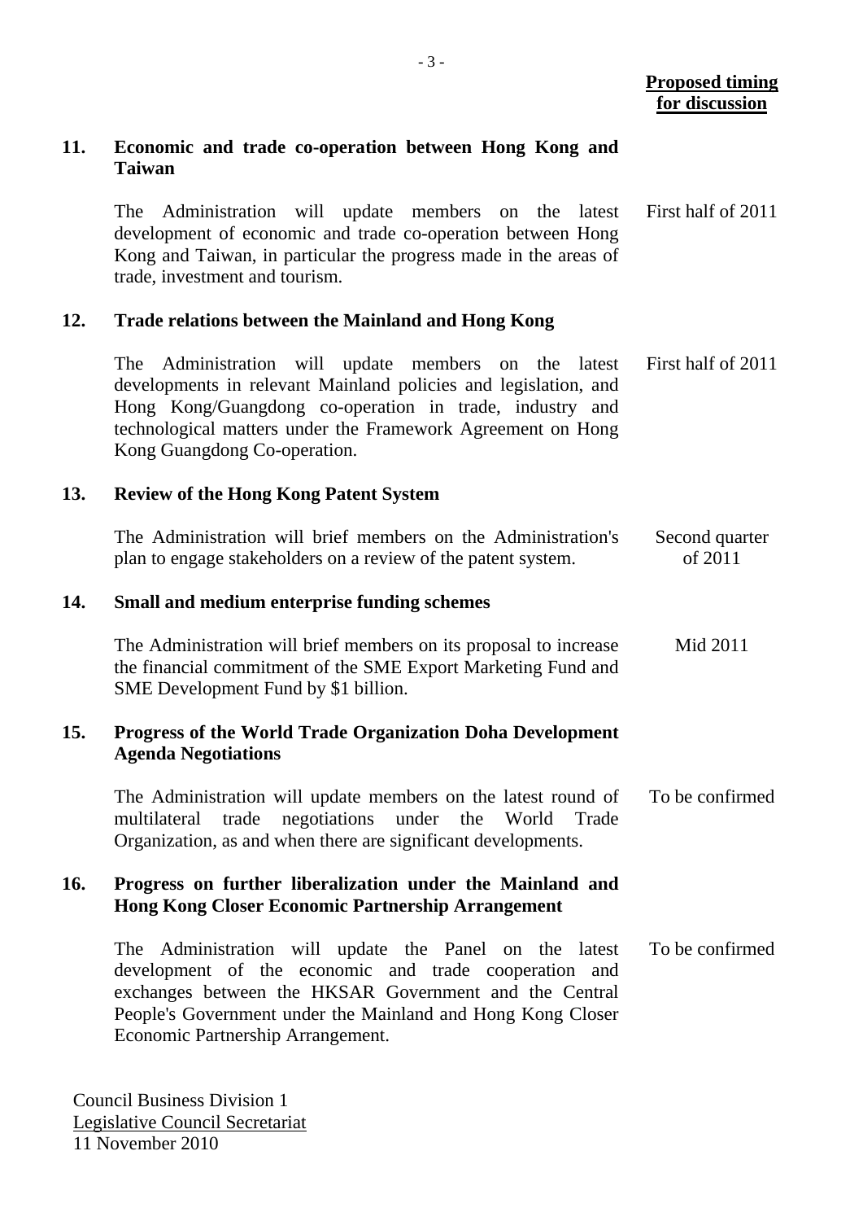**Proposed timing for discussion**

| | | |
|---|---|---|
| **11.** | **Economic and trade co-operation between Hong Kong and Taiwan** | |
| | The Administration will update members on the latest development of economic and trade co-operation between Hong Kong and Taiwan, in particular the progress made in the areas of trade, investment and tourism. | First half of 2011 |
| **12.** | **Trade relations between the Mainland and Hong Kong** | |
| | The Administration will update members on the latest developments in relevant Mainland policies and legislation, and Hong Kong/Guangdong co-operation in trade, industry and technological matters under the Framework Agreement on Hong Kong Guangdong Co-operation. | First half of 2011 |
| **13.** | **Review of the Hong Kong Patent System** | |
| | The Administration will brief members on the Administration's plan to engage stakeholders on a review of the patent system. | Second quarter of 2011 |
| **14.** | **Small and medium enterprise funding schemes** | |
| | The Administration will brief members on its proposal to increase the financial commitment of the SME Export Marketing Fund and SME Development Fund by $1 billion. | Mid 2011 |
| **15.** | **Progress of the World Trade Organization Doha Development Agenda Negotiations** | |
| | The Administration will update members on the latest round of multilateral trade negotiations under the World Trade Organization, as and when there are significant developments. | To be confirmed |
| **16.** | **Progress on further liberalization under the Mainland and Hong Kong Closer Economic Partnership Arrangement** | |
| | The Administration will update the Panel on the latest development of the economic and trade cooperation and exchanges between the HKSAR Government and the Central People's Government under the Mainland and Hong Kong Closer Economic Partnership Arrangement. | To be confirmed |

Council Business Division 1
Legislative Council Secretariat
11 November 2010